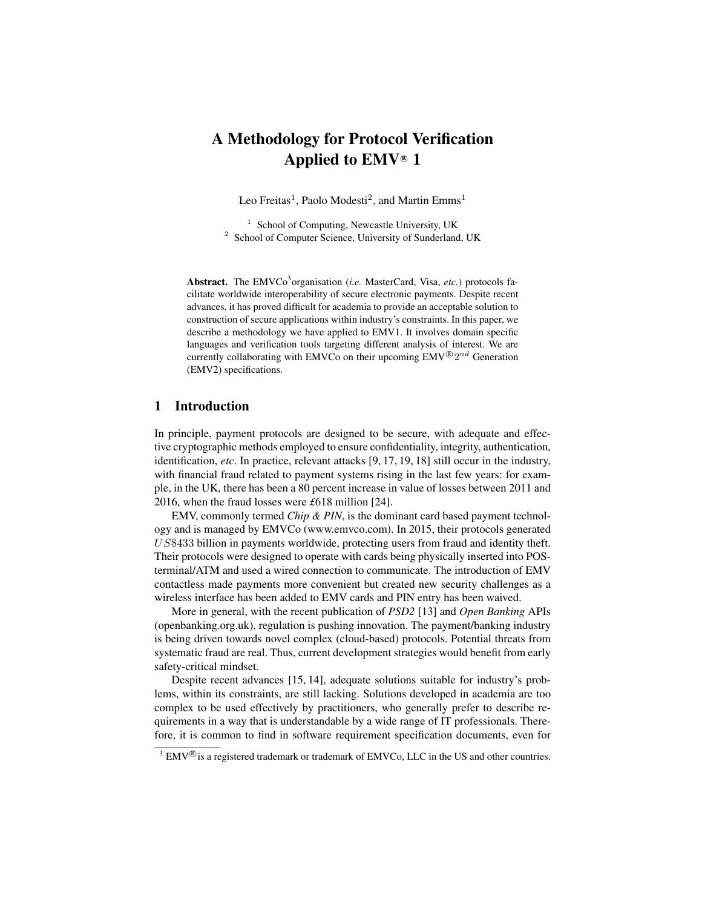# A Methodology for Protocol Verification Applied to EMV® 1

Leo Freitas[1], Paolo Modesti[2], and Martin Emms[1]

[1] School of Computing, Newcastle University, UK
[2] School of Computer Science, University of Sunderland, UK

**Abstract.** The EMVCo[3] organisation (*i.e.* MasterCard, Visa, *etc.*) protocols facilitate worldwide interoperability of secure electronic payments. Despite recent advances, it has proved difficult for academia to provide an acceptable solution to construction of secure applications within industry's constraints. In this paper, we describe a methodology we have applied to EMV1. It involves domain specific languages and verification tools targeting different analysis of interest. We are currently collaborating with EMVCo on their upcoming EMV® $2^{nd}$ Generation (EMV2) specifications.

## 1 Introduction

In principle, payment protocols are designed to be secure, with adequate and effective cryptographic methods employed to ensure confidentiality, integrity, authentication, identification, *etc*. In practice, relevant attacks [9, 17, 19, 18] still occur in the industry, with financial fraud related to payment systems rising in the last few years: for example, in the UK, there has been a 80 percent increase in value of losses between 2011 and 2016, when the fraud losses were £618 million [24].

EMV, commonly termed *Chip & PIN*, is the dominant card based payment technology and is managed by EMVCo (www.emvco.com). In 2015, their protocols generated $US\$433$ billion in payments worldwide, protecting users from fraud and identity theft. Their protocols were designed to operate with cards being physically inserted into POS-terminal/ATM and used a wired connection to communicate. The introduction of EMV contactless made payments more convenient but created new security challenges as a wireless interface has been added to EMV cards and PIN entry has been waived.

More in general, with the recent publication of *PSD2* [13] and *Open Banking* APIs (openbanking.org.uk), regulation is pushing innovation. The payment/banking industry is being driven towards novel complex (cloud-based) protocols. Potential threats from systematic fraud are real. Thus, current development strategies would benefit from early safety-critical mindset.

Despite recent advances [15, 14], adequate solutions suitable for industry's problems, within its constraints, are still lacking. Solutions developed in academia are too complex to be used effectively by practitioners, who generally prefer to describe requirements in a way that is understandable by a wide range of IT professionals. Therefore, it is common to find in software requirement specification documents, even for

[3] EMV® is a registered trademark or trademark of EMVCo, LLC in the US and other countries.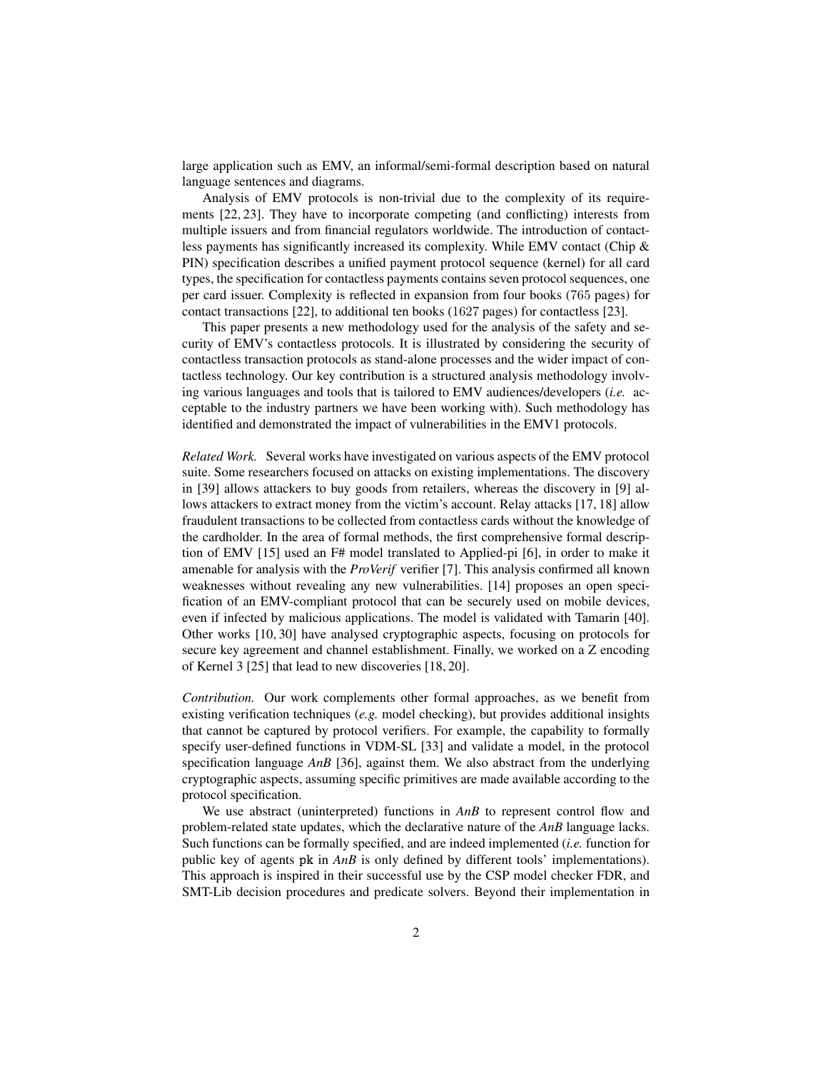large application such as EMV, an informal/semi-formal description based on natural language sentences and diagrams.

Analysis of EMV protocols is non-trivial due to the complexity of its requirements [22, 23]. They have to incorporate competing (and conflicting) interests from multiple issuers and from financial regulators worldwide. The introduction of contactless payments has significantly increased its complexity. While EMV contact (Chip & PIN) specification describes a unified payment protocol sequence (kernel) for all card types, the specification for contactless payments contains seven protocol sequences, one per card issuer. Complexity is reflected in expansion from four books (765 pages) for contact transactions [22], to additional ten books (1627 pages) for contactless [23].

This paper presents a new methodology used for the analysis of the safety and security of EMV's contactless protocols. It is illustrated by considering the security of contactless transaction protocols as stand-alone processes and the wider impact of contactless technology. Our key contribution is a structured analysis methodology involving various languages and tools that is tailored to EMV audiences/developers (*i.e.* acceptable to the industry partners we have been working with). Such methodology has identified and demonstrated the impact of vulnerabilities in the EMV1 protocols.

*Related Work.* Several works have investigated on various aspects of the EMV protocol suite. Some researchers focused on attacks on existing implementations. The discovery in [39] allows attackers to buy goods from retailers, whereas the discovery in [9] allows attackers to extract money from the victim's account. Relay attacks [17, 18] allow fraudulent transactions to be collected from contactless cards without the knowledge of the cardholder. In the area of formal methods, the first comprehensive formal description of EMV [15] used an F# model translated to Applied-pi [6], in order to make it amenable for analysis with the *ProVerif* verifier [7]. This analysis confirmed all known weaknesses without revealing any new vulnerabilities. [14] proposes an open specification of an EMV-compliant protocol that can be securely used on mobile devices, even if infected by malicious applications. The model is validated with Tamarin [40]. Other works [10, 30] have analysed cryptographic aspects, focusing on protocols for secure key agreement and channel establishment. Finally, we worked on a Z encoding of Kernel 3 [25] that lead to new discoveries [18, 20].

*Contribution.* Our work complements other formal approaches, as we benefit from existing verification techniques (*e.g.* model checking), but provides additional insights that cannot be captured by protocol verifiers. For example, the capability to formally specify user-defined functions in VDM-SL [33] and validate a model, in the protocol specification language *AnB* [36], against them. We also abstract from the underlying cryptographic aspects, assuming specific primitives are made available according to the protocol specification.

We use abstract (uninterpreted) functions in *AnB* to represent control flow and problem-related state updates, which the declarative nature of the *AnB* language lacks. Such functions can be formally specified, and are indeed implemented (*i.e.* function for public key of agents `pk` in *AnB* is only defined by different tools' implementations). This approach is inspired in their successful use by the CSP model checker FDR, and SMT-Lib decision procedures and predicate solvers. Beyond their implementation in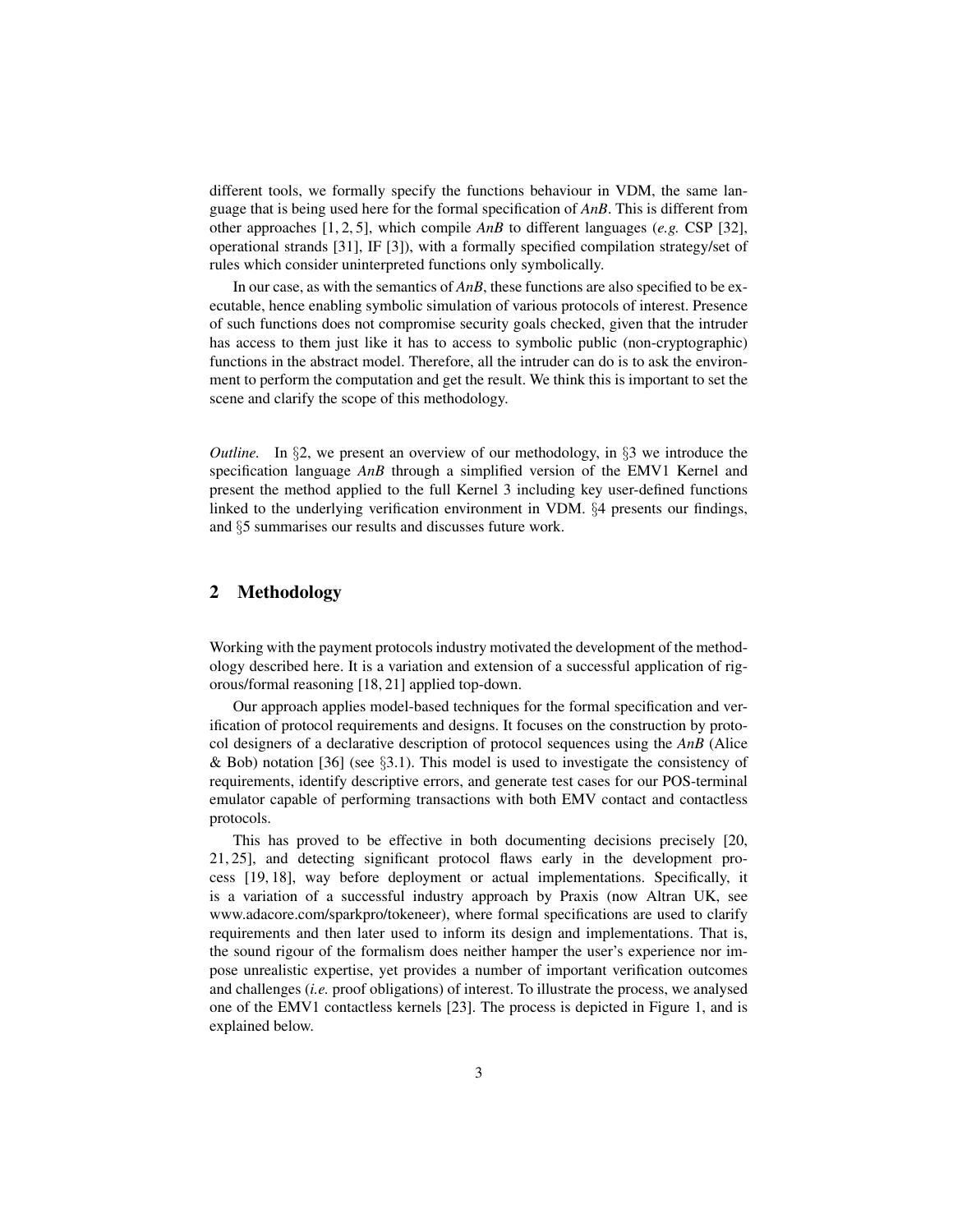different tools, we formally specify the functions behaviour in VDM, the same language that is being used here for the formal specification of *AnB*. This is different from other approaches [1, 2, 5], which compile *AnB* to different languages (*e.g.* CSP [32], operational strands [31], IF [3]), with a formally specified compilation strategy/set of rules which consider uninterpreted functions only symbolically.

In our case, as with the semantics of *AnB*, these functions are also specified to be executable, hence enabling symbolic simulation of various protocols of interest. Presence of such functions does not compromise security goals checked, given that the intruder has access to them just like it has to access to symbolic public (non-cryptographic) functions in the abstract model. Therefore, all the intruder can do is to ask the environment to perform the computation and get the result. We think this is important to set the scene and clarify the scope of this methodology.

*Outline.* In §2, we present an overview of our methodology, in §3 we introduce the specification language *AnB* through a simplified version of the EMV1 Kernel and present the method applied to the full Kernel 3 including key user-defined functions linked to the underlying verification environment in VDM. §4 presents our findings, and §5 summarises our results and discusses future work.

## 2 Methodology

Working with the payment protocols industry motivated the development of the methodology described here. It is a variation and extension of a successful application of rigorous/formal reasoning [18, 21] applied top-down.

Our approach applies model-based techniques for the formal specification and verification of protocol requirements and designs. It focuses on the construction by protocol designers of a declarative description of protocol sequences using the *AnB* (Alice & Bob) notation [36] (see §3.1). This model is used to investigate the consistency of requirements, identify descriptive errors, and generate test cases for our POS-terminal emulator capable of performing transactions with both EMV contact and contactless protocols.

This has proved to be effective in both documenting decisions precisely [20, 21, 25], and detecting significant protocol flaws early in the development process [19, 18], way before deployment or actual implementations. Specifically, it is a variation of a successful industry approach by Praxis (now Altran UK, see www.adacore.com/sparkpro/tokeneer), where formal specifications are used to clarify requirements and then later used to inform its design and implementations. That is, the sound rigour of the formalism does neither hamper the user's experience nor impose unrealistic expertise, yet provides a number of important verification outcomes and challenges (*i.e.* proof obligations) of interest. To illustrate the process, we analysed one of the EMV1 contactless kernels [23]. The process is depicted in Figure 1, and is explained below.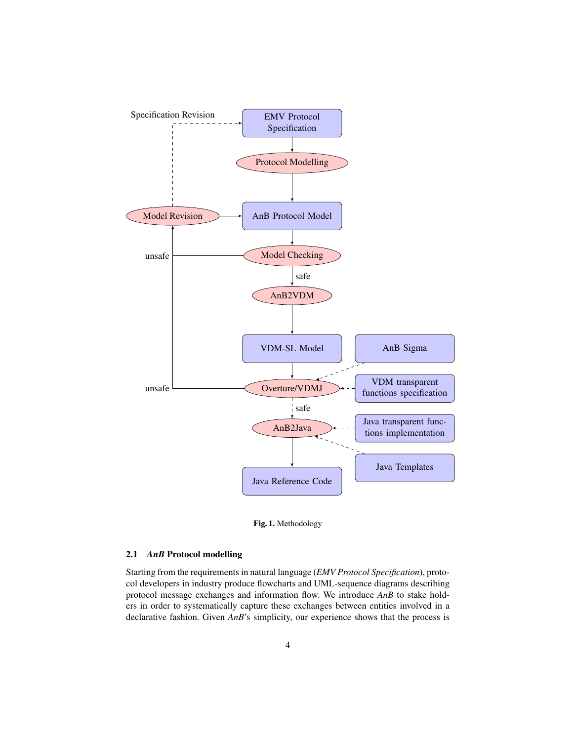Fig. 1. Methodology

### 2.1 *AnB* Protocol modelling

Starting from the requirements in natural language (*EMV Protocol Specification*), protocol developers in industry produce flowcharts and UML-sequence diagrams describing protocol message exchanges and information flow. We introduce *AnB* to stake holders in order to systematically capture these exchanges between entities involved in a declarative fashion. Given *AnB*'s simplicity, our experience shows that the process is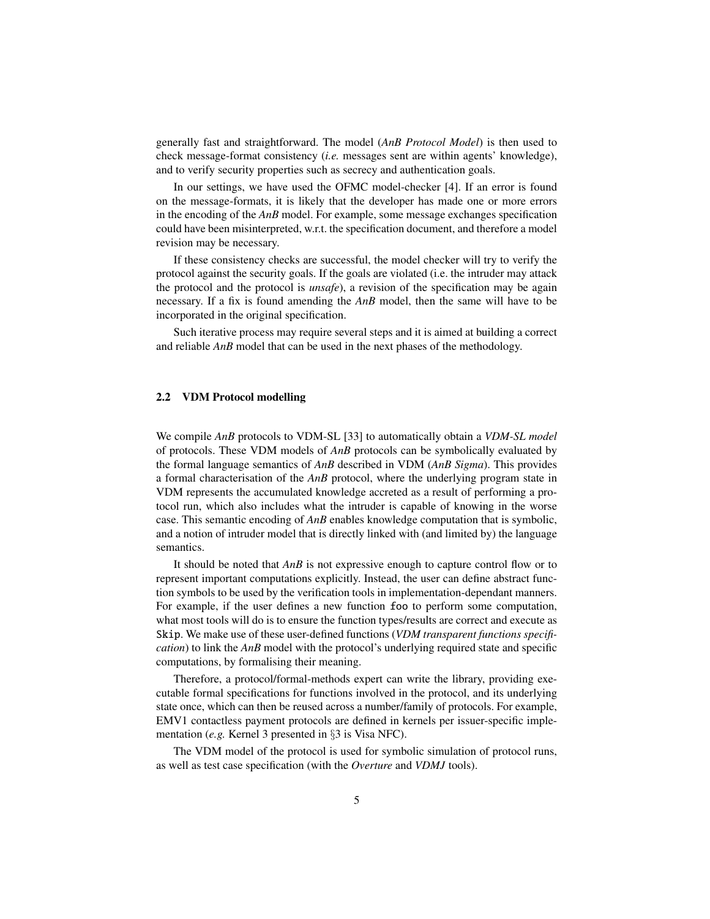generally fast and straightforward. The model (*AnB Protocol Model*) is then used to check message-format consistency (*i.e.* messages sent are within agents' knowledge), and to verify security properties such as secrecy and authentication goals.

In our settings, we have used the OFMC model-checker [4]. If an error is found on the message-formats, it is likely that the developer has made one or more errors in the encoding of the *AnB* model. For example, some message exchanges specification could have been misinterpreted, w.r.t. the specification document, and therefore a model revision may be necessary.

If these consistency checks are successful, the model checker will try to verify the protocol against the security goals. If the goals are violated (i.e. the intruder may attack the protocol and the protocol is *unsafe*), a revision of the specification may be again necessary. If a fix is found amending the *AnB* model, then the same will have to be incorporated in the original specification.

Such iterative process may require several steps and it is aimed at building a correct and reliable *AnB* model that can be used in the next phases of the methodology.

### 2.2 VDM Protocol modelling

We compile *AnB* protocols to VDM-SL [33] to automatically obtain a *VDM-SL model* of protocols. These VDM models of *AnB* protocols can be symbolically evaluated by the formal language semantics of *AnB* described in VDM (*AnB Sigma*). This provides a formal characterisation of the *AnB* protocol, where the underlying program state in VDM represents the accumulated knowledge accreted as a result of performing a protocol run, which also includes what the intruder is capable of knowing in the worse case. This semantic encoding of *AnB* enables knowledge computation that is symbolic, and a notion of intruder model that is directly linked with (and limited by) the language semantics.

It should be noted that *AnB* is not expressive enough to capture control flow or to represent important computations explicitly. Instead, the user can define abstract function symbols to be used by the verification tools in implementation-dependant manners. For example, if the user defines a new function `foo` to perform some computation, what most tools will do is to ensure the function types/results are correct and execute as `Skip`. We make use of these user-defined functions (*VDM transparent functions specification*) to link the *AnB* model with the protocol's underlying required state and specific computations, by formalising their meaning.

Therefore, a protocol/formal-methods expert can write the library, providing executable formal specifications for functions involved in the protocol, and its underlying state once, which can then be reused across a number/family of protocols. For example, EMV1 contactless payment protocols are defined in kernels per issuer-specific implementation (*e.g.* Kernel 3 presented in §3 is Visa NFC).

The VDM model of the protocol is used for symbolic simulation of protocol runs, as well as test case specification (with the *Overture* and *VDMJ* tools).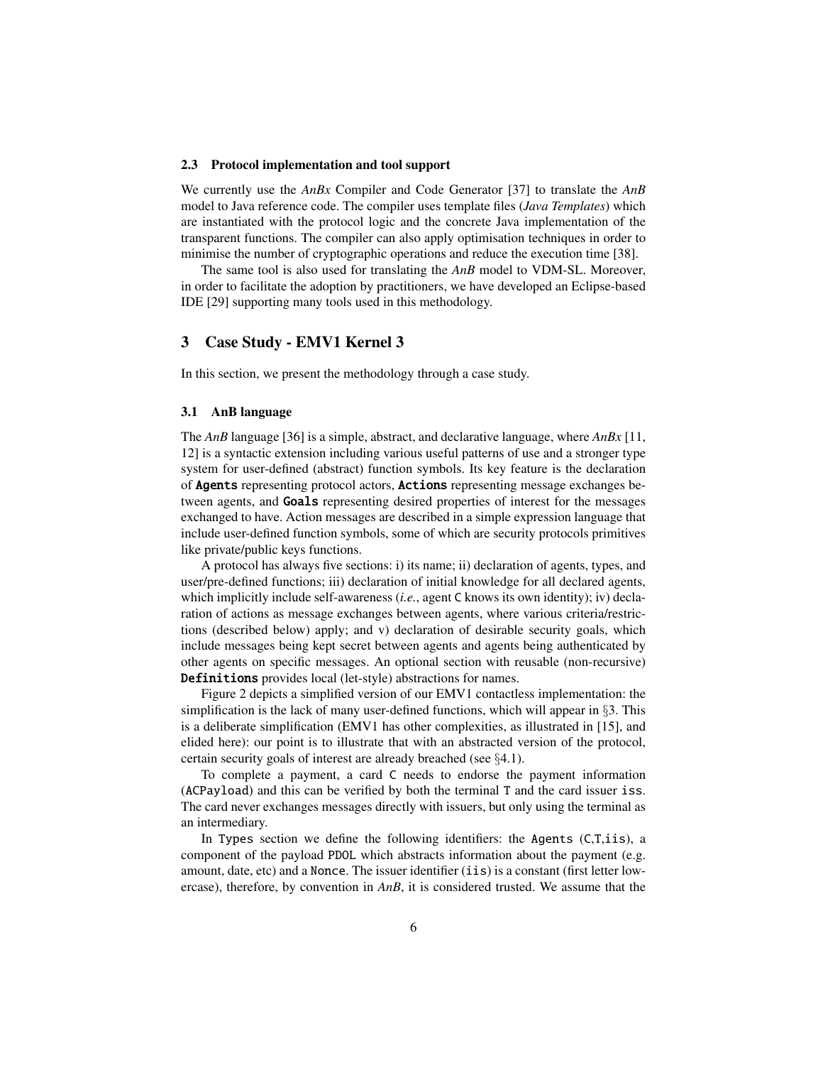### 2.3 Protocol implementation and tool support

We currently use the *AnBx* Compiler and Code Generator [37] to translate the *AnB* model to Java reference code. The compiler uses template files (*Java Templates*) which are instantiated with the protocol logic and the concrete Java implementation of the transparent functions. The compiler can also apply optimisation techniques in order to minimise the number of cryptographic operations and reduce the execution time [38].

The same tool is also used for translating the *AnB* model to VDM-SL. Moreover, in order to facilitate the adoption by practitioners, we have developed an Eclipse-based IDE [29] supporting many tools used in this methodology.

## 3 Case Study - EMV1 Kernel 3

In this section, we present the methodology through a case study.

### 3.1 AnB language

The *AnB* language [36] is a simple, abstract, and declarative language, where *AnBx* [11, 12] is a syntactic extension including various useful patterns of use and a stronger type system for user-defined (abstract) function symbols. Its key feature is the declaration of **Agents** representing protocol actors, **Actions** representing message exchanges between agents, and **Goals** representing desired properties of interest for the messages exchanged to have. Action messages are described in a simple expression language that include user-defined function symbols, some of which are security protocols primitives like private/public keys functions.

A protocol has always five sections: i) its name; ii) declaration of agents, types, and user/pre-defined functions; iii) declaration of initial knowledge for all declared agents, which implicitly include self-awareness (*i.e.*, agent C knows its own identity); iv) declaration of actions as message exchanges between agents, where various criteria/restrictions (described below) apply; and v) declaration of desirable security goals, which include messages being kept secret between agents and agents being authenticated by other agents on specific messages. An optional section with reusable (non-recursive) **Definitions** provides local (let-style) abstractions for names.

Figure 2 depicts a simplified version of our EMV1 contactless implementation: the simplification is the lack of many user-defined functions, which will appear in §3. This is a deliberate simplification (EMV1 has other complexities, as illustrated in [15], and elided here): our point is to illustrate that with an abstracted version of the protocol, certain security goals of interest are already breached (see §4.1).

To complete a payment, a card C needs to endorse the payment information (ACPayload) and this can be verified by both the terminal T and the card issuer iss. The card never exchanges messages directly with issuers, but only using the terminal as an intermediary.

In Types section we define the following identifiers: the Agents (C,T,iis), a component of the payload PDOL which abstracts information about the payment (e.g. amount, date, etc) and a Nonce. The issuer identifier (iis) is a constant (first letter lowercase), therefore, by convention in *AnB*, it is considered trusted. We assume that the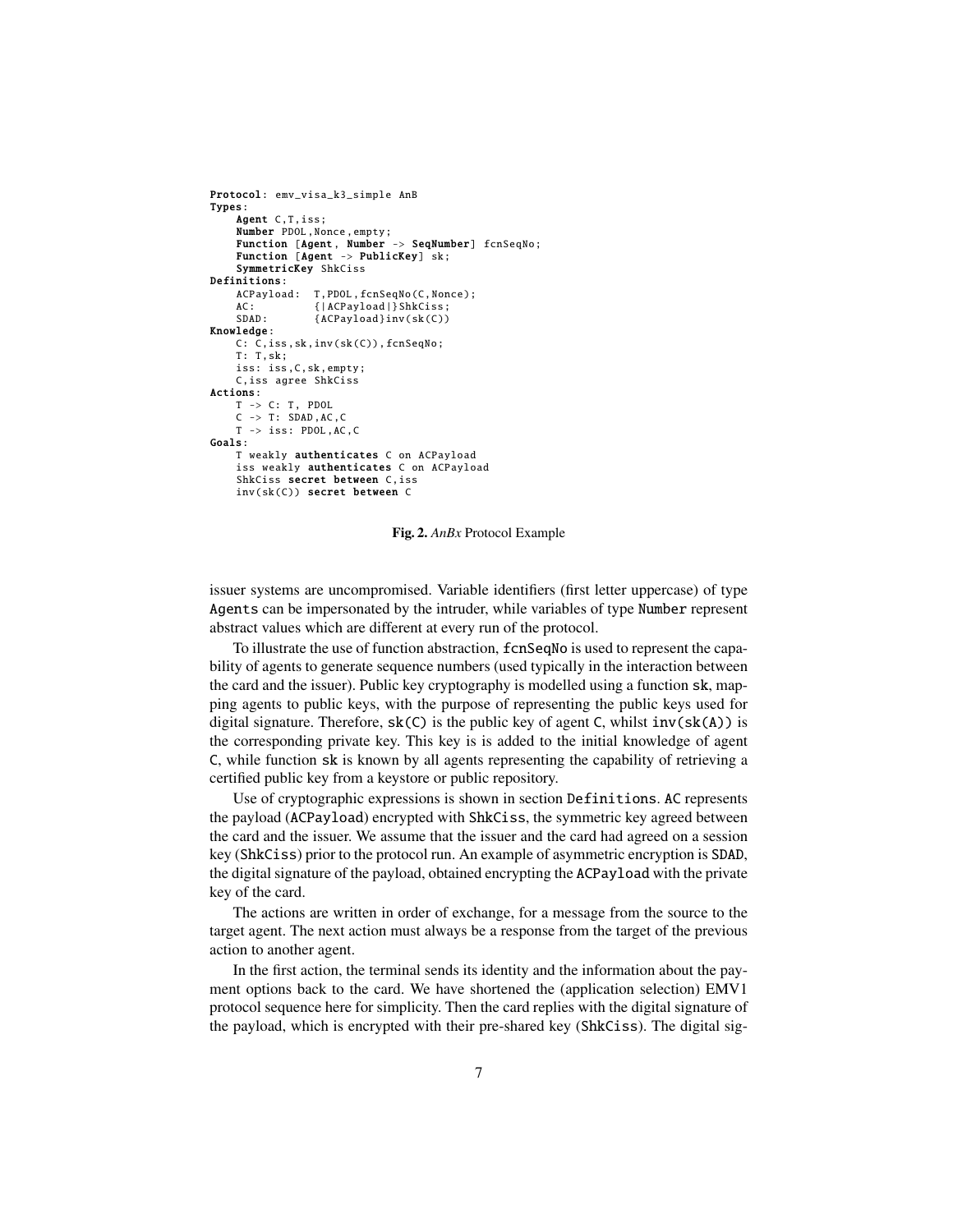```
Protocol: emv_visa_k3_simple AnB
Types:
    Agent C,T,iss;
    Number PDOL,Nonce,empty;
    Function [Agent, Number -> SeqNumber] fcnSeqNo;
    Function [Agent -> PublicKey] sk;
    SymmetricKey ShkCiss
Definitions:
    ACPayload:  T,PDOL,fcnSeqNo(C,Nonce);
    AC:         {|ACPayload|}ShkCiss;
    SDAD:       {ACPayload}inv(sk(C))
Knowledge:
    C: C,iss,sk,inv(sk(C)),fcnSeqNo;
    T: T,sk;
    iss: iss,C,sk,empty;
    C,iss agree ShkCiss
Actions:
    T -> C: T, PDOL
    C -> T: SDAD,AC,C
    T -> iss: PDOL,AC,C
Goals:
    T weakly authenticates C on ACPayload
    iss weakly authenticates C on ACPayload
    ShkCiss secret between C,iss
    inv(sk(C)) secret between C
```

**Fig. 2.** *AnBx* Protocol Example

issuer systems are uncompromised. Variable identifiers (first letter uppercase) of type Agents can be impersonated by the intruder, while variables of type Number represent abstract values which are different at every run of the protocol.

To illustrate the use of function abstraction, fcnSeqNo is used to represent the capability of agents to generate sequence numbers (used typically in the interaction between the card and the issuer). Public key cryptography is modelled using a function sk, mapping agents to public keys, with the purpose of representing the public keys used for digital signature. Therefore, sk(C) is the public key of agent C, whilst inv(sk(A)) is the corresponding private key. This key is is added to the initial knowledge of agent C, while function sk is known by all agents representing the capability of retrieving a certified public key from a keystore or public repository.

Use of cryptographic expressions is shown in section Definitions. AC represents the payload (ACPayload) encrypted with ShkCiss, the symmetric key agreed between the card and the issuer. We assume that the issuer and the card had agreed on a session key (ShkCiss) prior to the protocol run. An example of asymmetric encryption is SDAD, the digital signature of the payload, obtained encrypting the ACPayload with the private key of the card.

The actions are written in order of exchange, for a message from the source to the target agent. The next action must always be a response from the target of the previous action to another agent.

In the first action, the terminal sends its identity and the information about the payment options back to the card. We have shortened the (application selection) EMV1 protocol sequence here for simplicity. Then the card replies with the digital signature of the payload, which is encrypted with their pre-shared key (ShkCiss). The digital sig-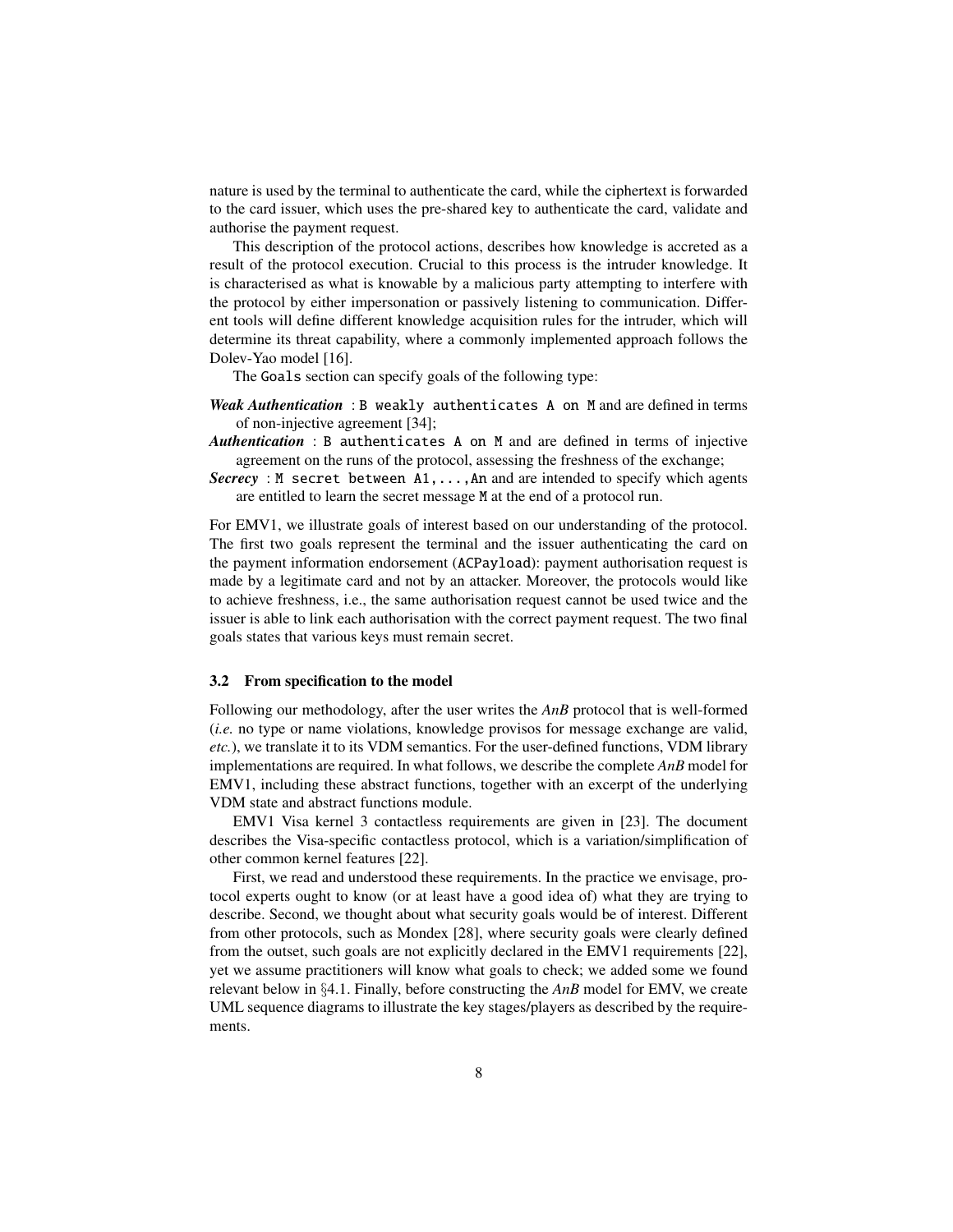nature is used by the terminal to authenticate the card, while the ciphertext is forwarded to the card issuer, which uses the pre-shared key to authenticate the card, validate and authorise the payment request.

This description of the protocol actions, describes how knowledge is accreted as a result of the protocol execution. Crucial to this process is the intruder knowledge. It is characterised as what is knowable by a malicious party attempting to interfere with the protocol by either impersonation or passively listening to communication. Different tools will define different knowledge acquisition rules for the intruder, which will determine its threat capability, where a commonly implemented approach follows the Dolev-Yao model [16].

The `Goals` section can specify goals of the following type:

***Weak Authentication*** : `B weakly authenticates A on M` and are defined in terms of non-injective agreement [34];

***Authentication*** : `B authenticates A on M` and are defined in terms of injective agreement on the runs of the protocol, assessing the freshness of the exchange;

***Secrecy*** : `M secret between A1,...,An` and are intended to specify which agents are entitled to learn the secret message `M` at the end of a protocol run.

For EMV1, we illustrate goals of interest based on our understanding of the protocol. The first two goals represent the terminal and the issuer authenticating the card on the payment information endorsement (`ACPayload`): payment authorisation request is made by a legitimate card and not by an attacker. Moreover, the protocols would like to achieve freshness, i.e., the same authorisation request cannot be used twice and the issuer is able to link each authorisation with the correct payment request. The two final goals states that various keys must remain secret.

### 3.2 From specification to the model

Following our methodology, after the user writes the *AnB* protocol that is well-formed (*i.e.* no type or name violations, knowledge provisos for message exchange are valid, *etc.*), we translate it to its VDM semantics. For the user-defined functions, VDM library implementations are required. In what follows, we describe the complete *AnB* model for EMV1, including these abstract functions, together with an excerpt of the underlying VDM state and abstract functions module.

EMV1 Visa kernel 3 contactless requirements are given in [23]. The document describes the Visa-specific contactless protocol, which is a variation/simplification of other common kernel features [22].

First, we read and understood these requirements. In the practice we envisage, protocol experts ought to know (or at least have a good idea of) what they are trying to describe. Second, we thought about what security goals would be of interest. Different from other protocols, such as Mondex [28], where security goals were clearly defined from the outset, such goals are not explicitly declared in the EMV1 requirements [22], yet we assume practitioners will know what goals to check; we added some we found relevant below in §4.1. Finally, before constructing the *AnB* model for EMV, we create UML sequence diagrams to illustrate the key stages/players as described by the requirements.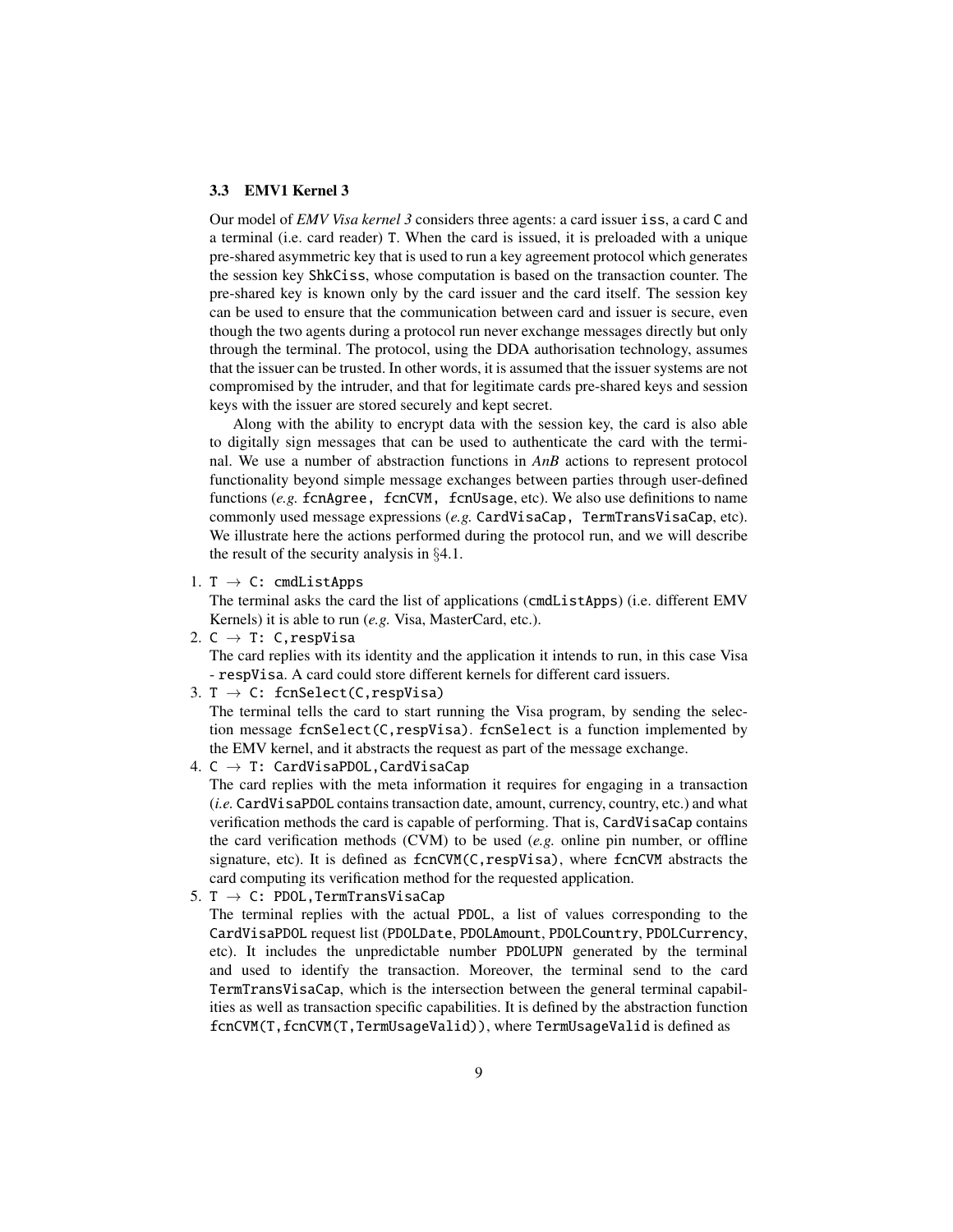### 3.3 EMV1 Kernel 3

Our model of *EMV Visa kernel 3* considers three agents: a card issuer `iss`, a card `C` and a terminal (i.e. card reader) `T`. When the card is issued, it is preloaded with a unique pre-shared asymmetric key that is used to run a key agreement protocol which generates the session key `ShkCiss`, whose computation is based on the transaction counter. The pre-shared key is known only by the card issuer and the card itself. The session key can be used to ensure that the communication between card and issuer is secure, even though the two agents during a protocol run never exchange messages directly but only through the terminal. The protocol, using the DDA authorisation technology, assumes that the issuer can be trusted. In other words, it is assumed that the issuer systems are not compromised by the intruder, and that for legitimate cards pre-shared keys and session keys with the issuer are stored securely and kept secret.

Along with the ability to encrypt data with the session key, the card is also able to digitally sign messages that can be used to authenticate the card with the terminal. We use a number of abstraction functions in *AnB* actions to represent protocol functionality beyond simple message exchanges between parties through user-defined functions (*e.g.* `fcnAgree, fcnCVM, fcnUsage`, etc). We also use definitions to name commonly used message expressions (*e.g.* `CardVisaCap, TermTransVisaCap`, etc). We illustrate here the actions performed during the protocol run, and we will describe the result of the security analysis in §4.1.

1. `T → C: cmdListApps`
   The terminal asks the card the list of applications (`cmdListApps`) (i.e. different EMV Kernels) it is able to run (*e.g.* Visa, MasterCard, etc.).
2. `C → T: C,respVisa`
   The card replies with its identity and the application it intends to run, in this case Visa - `respVisa`. A card could store different kernels for different card issuers.
3. `T → C: fcnSelect(C,respVisa)`
   The terminal tells the card to start running the Visa program, by sending the selection message `fcnSelect(C,respVisa)`. `fcnSelect` is a function implemented by the EMV kernel, and it abstracts the request as part of the message exchange.
4. `C → T: CardVisaPDOL,CardVisaCap`
   The card replies with the meta information it requires for engaging in a transaction (*i.e.* `CardVisaPDOL` contains transaction date, amount, currency, country, etc.) and what verification methods the card is capable of performing. That is, `CardVisaCap` contains the card verification methods (CVM) to be used (*e.g.* online pin number, or offline signature, etc). It is defined as `fcnCVM(C,respVisa)`, where `fcnCVM` abstracts the card computing its verification method for the requested application.
5. `T → C: PDOL,TermTransVisaCap`
   The terminal replies with the actual `PDOL`, a list of values corresponding to the `CardVisaPDOL` request list (`PDOLDate`, `PDOLAmount`, `PDOLCountry`, `PDOLCurrency`, etc). It includes the unpredictable number `PDOLUPN` generated by the terminal and used to identify the transaction. Moreover, the terminal send to the card `TermTransVisaCap`, which is the intersection between the general terminal capabilities as well as transaction specific capabilities. It is defined by the abstraction function `fcnCVM(T,fcnCVM(T,TermUsageValid))`, where `TermUsageValid` is defined as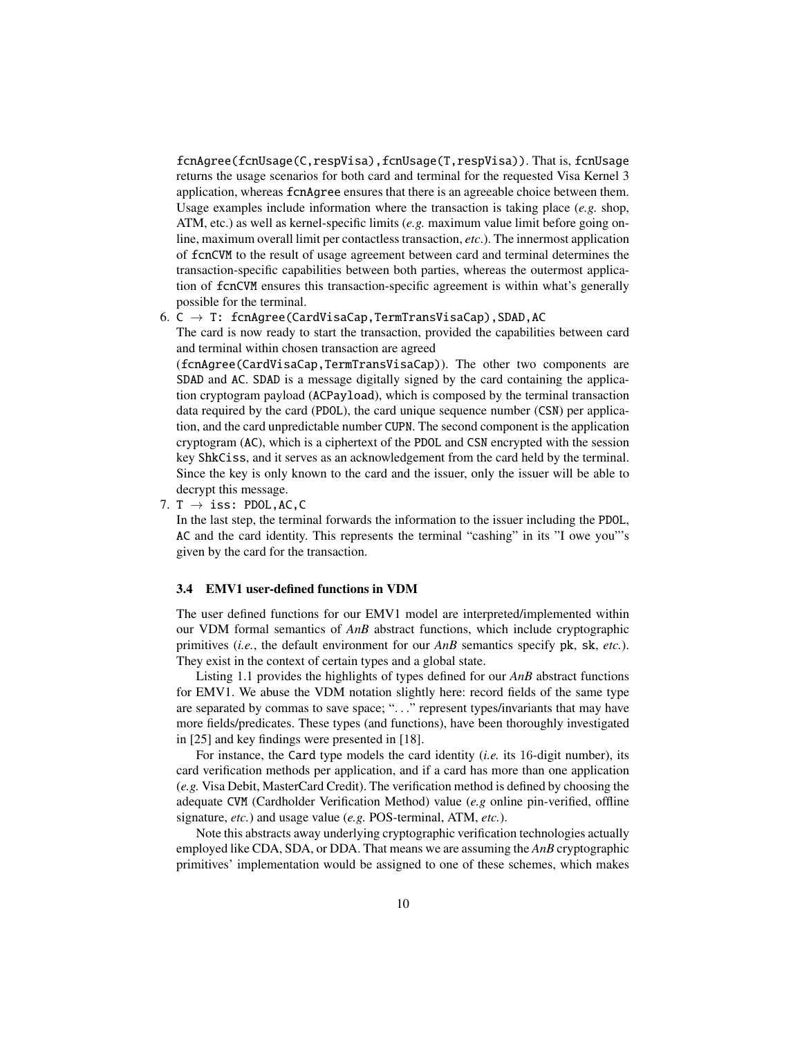fcnAgree(fcnUsage(C,respVisa),fcnUsage(T,respVisa)). That is, fcnUsage returns the usage scenarios for both card and terminal for the requested Visa Kernel 3 application, whereas fcnAgree ensures that there is an agreeable choice between them. Usage examples include information where the transaction is taking place (*e.g.* shop, ATM, etc.) as well as kernel-specific limits (*e.g.* maximum value limit before going online, maximum overall limit per contactless transaction, *etc*.). The innermost application of fcnCVM to the result of usage agreement between card and terminal determines the transaction-specific capabilities between both parties, whereas the outermost application of fcnCVM ensures this transaction-specific agreement is within what's generally possible for the terminal.

6. C → T: fcnAgree(CardVisaCap,TermTransVisaCap),SDAD,AC
   The card is now ready to start the transaction, provided the capabilities between card and terminal within chosen transaction are agreed (fcnAgree(CardVisaCap,TermTransVisaCap)). The other two components are SDAD and AC. SDAD is a message digitally signed by the card containing the application cryptogram payload (ACPayload), which is composed by the terminal transaction data required by the card (PDOL), the card unique sequence number (CSN) per application, and the card unpredictable number CUPN. The second component is the application cryptogram (AC), which is a ciphertext of the PDOL and CSN encrypted with the session key ShkCiss, and it serves as an acknowledgement from the card held by the terminal. Since the key is only known to the card and the issuer, only the issuer will be able to decrypt this message.
7. T → iss: PDOL,AC,C
   In the last step, the terminal forwards the information to the issuer including the PDOL, AC and the card identity. This represents the terminal "cashing" in its "I owe you"'s given by the card for the transaction.

### 3.4 EMV1 user-defined functions in VDM

The user defined functions for our EMV1 model are interpreted/implemented within our VDM formal semantics of *AnB* abstract functions, which include cryptographic primitives (*i.e.*, the default environment for our *AnB* semantics specify pk, sk, *etc.*). They exist in the context of certain types and a global state.

Listing 1.1 provides the highlights of types defined for our *AnB* abstract functions for EMV1. We abuse the VDM notation slightly here: record fields of the same type are separated by commas to save space; "..." represent types/invariants that may have more fields/predicates. These types (and functions), have been thoroughly investigated in [25] and key findings were presented in [18].

For instance, the Card type models the card identity (*i.e.* its 16-digit number), its card verification methods per application, and if a card has more than one application (*e.g.* Visa Debit, MasterCard Credit). The verification method is defined by choosing the adequate CVM (Cardholder Verification Method) value (*e.g* online pin-verified, offline signature, *etc.*) and usage value (*e.g.* POS-terminal, ATM, *etc.*).

Note this abstracts away underlying cryptographic verification technologies actually employed like CDA, SDA, or DDA. That means we are assuming the *AnB* cryptographic primitives' implementation would be assigned to one of these schemes, which makes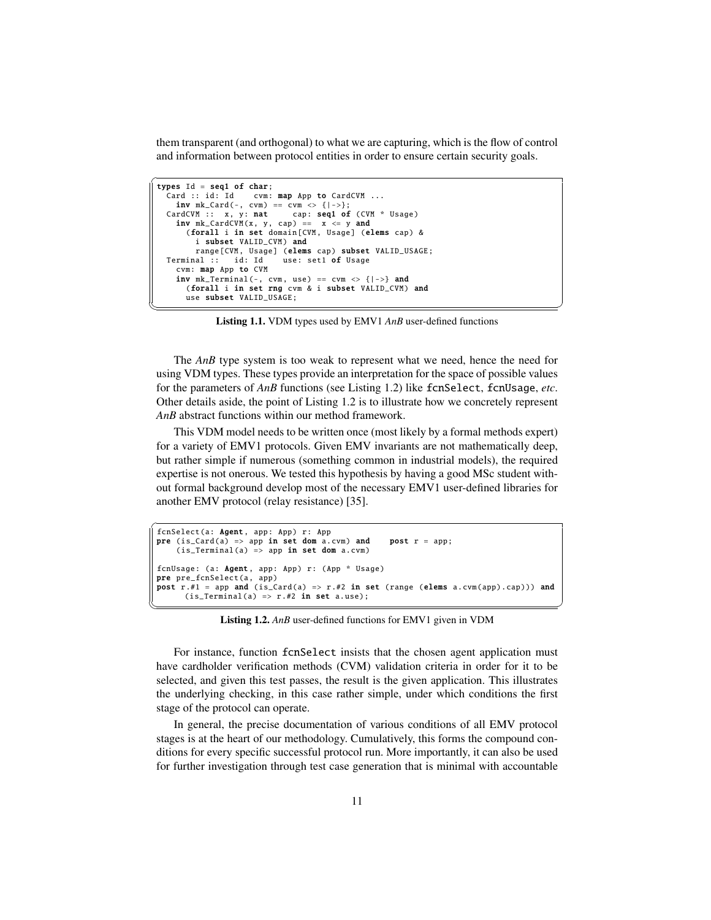them transparent (and orthogonal) to what we are capturing, which is the flow of control and information between protocol entities in order to ensure certain security goals.

```
types Id = seq1 of char;
  Card :: id: Id    cvm: map App to CardCVM ...
    inv mk_Card(-, cvm) == cvm <> {|->};
  CardCVM ::  x, y: nat     cap: seq1 of (CVM * Usage)
    inv mk_CardCVM(x, y, cap) ==  x <= y and
      (forall i in set domain[CVM, Usage] (elems cap) &
        i subset VALID_CVM) and
        range[CVM, Usage] (elems cap) subset VALID_USAGE;
  Terminal ::   id: Id    use: set1 of Usage
    cvm: map App to CVM
    inv mk_Terminal(-, cvm, use) == cvm <> {|->} and
      (forall i in set rng cvm & i subset VALID_CVM) and
      use subset VALID_USAGE;
```

**Listing 1.1.** VDM types used by EMV1 *AnB* user-defined functions

The *AnB* type system is too weak to represent what we need, hence the need for using VDM types. These types provide an interpretation for the space of possible values for the parameters of *AnB* functions (see Listing 1.2) like fcnSelect, fcnUsage, *etc*. Other details aside, the point of Listing 1.2 is to illustrate how we concretely represent *AnB* abstract functions within our method framework.

This VDM model needs to be written once (most likely by a formal methods expert) for a variety of EMV1 protocols. Given EMV invariants are not mathematically deep, but rather simple if numerous (something common in industrial models), the required expertise is not onerous. We tested this hypothesis by having a good MSc student without formal background develop most of the necessary EMV1 user-defined libraries for another EMV protocol (relay resistance) [35].

```
fcnSelect(a: Agent, app: App) r: App
pre (is_Card(a) => app in set dom a.cvm) and    post r = app;
    (is_Terminal(a) => app in set dom a.cvm)

fcnUsage: (a: Agent, app: App) r: (App * Usage)
pre pre_fcnSelect(a, app)
post r.#1 = app and (is_Card(a) => r.#2 in set (range (elems a.cvm(app).cap))) and
      (is_Terminal(a) => r.#2 in set a.use);
```

**Listing 1.2.** *AnB* user-defined functions for EMV1 given in VDM

For instance, function fcnSelect insists that the chosen agent application must have cardholder verification methods (CVM) validation criteria in order for it to be selected, and given this test passes, the result is the given application. This illustrates the underlying checking, in this case rather simple, under which conditions the first stage of the protocol can operate.

In general, the precise documentation of various conditions of all EMV protocol stages is at the heart of our methodology. Cumulatively, this forms the compound conditions for every specific successful protocol run. More importantly, it can also be used for further investigation through test case generation that is minimal with accountable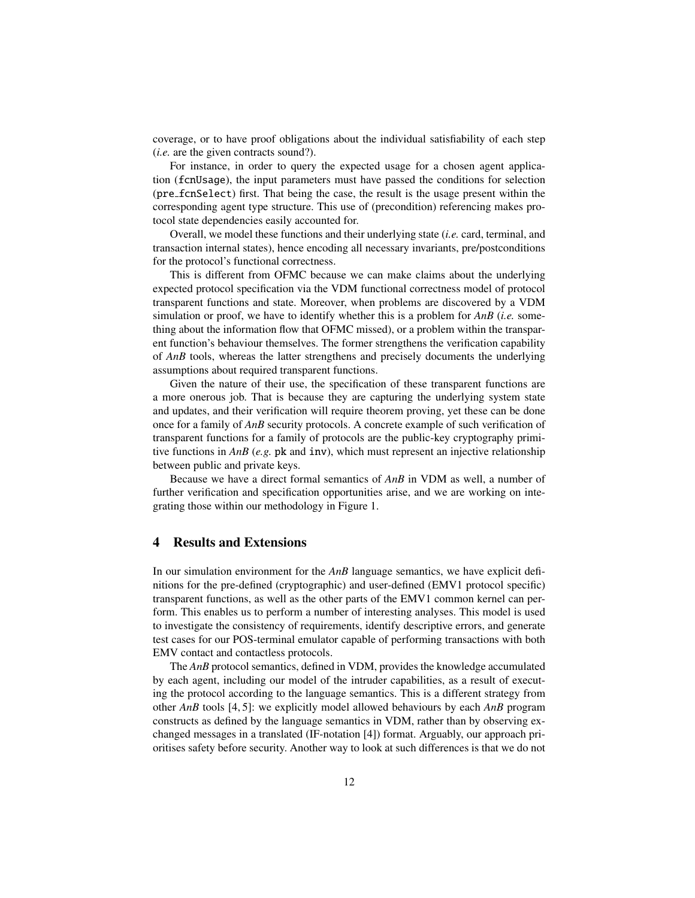coverage, or to have proof obligations about the individual satisfiability of each step (*i.e.* are the given contracts sound?).

For instance, in order to query the expected usage for a chosen agent application (`fcnUsage`), the input parameters must have passed the conditions for selection (`pre_fcnSelect`) first. That being the case, the result is the usage present within the corresponding agent type structure. This use of (precondition) referencing makes protocol state dependencies easily accounted for.

Overall, we model these functions and their underlying state (*i.e.* card, terminal, and transaction internal states), hence encoding all necessary invariants, pre/postconditions for the protocol's functional correctness.

This is different from OFMC because we can make claims about the underlying expected protocol specification via the VDM functional correctness model of protocol transparent functions and state. Moreover, when problems are discovered by a VDM simulation or proof, we have to identify whether this is a problem for *AnB* (*i.e.* something about the information flow that OFMC missed), or a problem within the transparent function's behaviour themselves. The former strengthens the verification capability of *AnB* tools, whereas the latter strengthens and precisely documents the underlying assumptions about required transparent functions.

Given the nature of their use, the specification of these transparent functions are a more onerous job. That is because they are capturing the underlying system state and updates, and their verification will require theorem proving, yet these can be done once for a family of *AnB* security protocols. A concrete example of such verification of transparent functions for a family of protocols are the public-key cryptography primitive functions in *AnB* (*e.g.* `pk` and `inv`), which must represent an injective relationship between public and private keys.

Because we have a direct formal semantics of *AnB* in VDM as well, a number of further verification and specification opportunities arise, and we are working on integrating those within our methodology in Figure 1.

## 4 Results and Extensions

In our simulation environment for the *AnB* language semantics, we have explicit definitions for the pre-defined (cryptographic) and user-defined (EMV1 protocol specific) transparent functions, as well as the other parts of the EMV1 common kernel can perform. This enables us to perform a number of interesting analyses. This model is used to investigate the consistency of requirements, identify descriptive errors, and generate test cases for our POS-terminal emulator capable of performing transactions with both EMV contact and contactless protocols.

The *AnB* protocol semantics, defined in VDM, provides the knowledge accumulated by each agent, including our model of the intruder capabilities, as a result of executing the protocol according to the language semantics. This is a different strategy from other *AnB* tools [4, 5]: we explicitly model allowed behaviours by each *AnB* program constructs as defined by the language semantics in VDM, rather than by observing exchanged messages in a translated (IF-notation [4]) format. Arguably, our approach prioritises safety before security. Another way to look at such differences is that we do not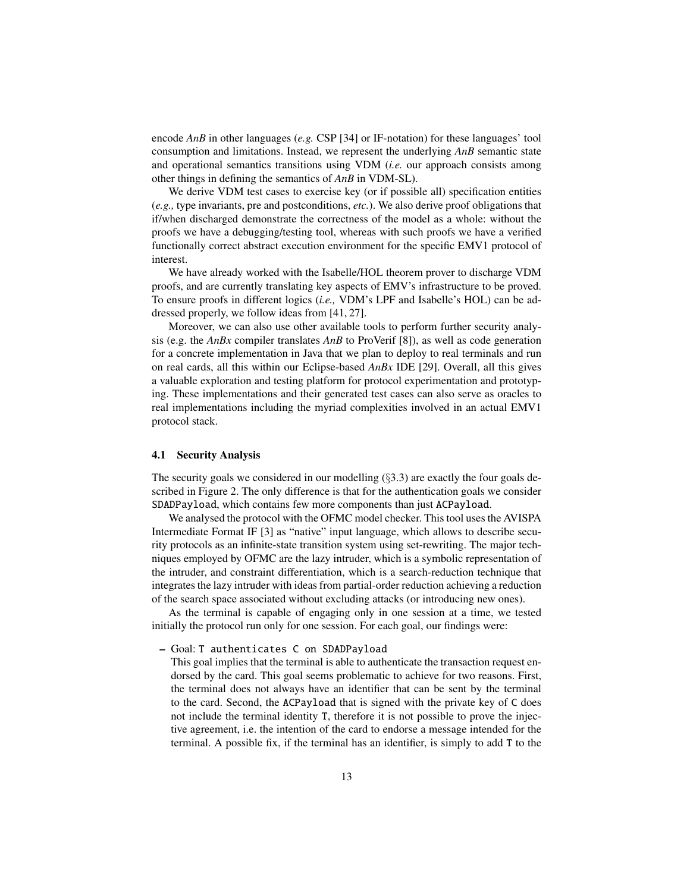encode *AnB* in other languages (*e.g.* CSP [34] or IF-notation) for these languages' tool consumption and limitations. Instead, we represent the underlying *AnB* semantic state and operational semantics transitions using VDM (*i.e.* our approach consists among other things in defining the semantics of *AnB* in VDM-SL).

We derive VDM test cases to exercise key (or if possible all) specification entities (*e.g.,* type invariants, pre and postconditions, *etc.*). We also derive proof obligations that if/when discharged demonstrate the correctness of the model as a whole: without the proofs we have a debugging/testing tool, whereas with such proofs we have a verified functionally correct abstract execution environment for the specific EMV1 protocol of interest.

We have already worked with the Isabelle/HOL theorem prover to discharge VDM proofs, and are currently translating key aspects of EMV's infrastructure to be proved. To ensure proofs in different logics (*i.e.,* VDM's LPF and Isabelle's HOL) can be addressed properly, we follow ideas from [41, 27].

Moreover, we can also use other available tools to perform further security analysis (e.g. the *AnBx* compiler translates *AnB* to ProVerif [8]), as well as code generation for a concrete implementation in Java that we plan to deploy to real terminals and run on real cards, all this within our Eclipse-based *AnBx* IDE [29]. Overall, all this gives a valuable exploration and testing platform for protocol experimentation and prototyping. These implementations and their generated test cases can also serve as oracles to real implementations including the myriad complexities involved in an actual EMV1 protocol stack.

### 4.1 Security Analysis

The security goals we considered in our modelling (§3.3) are exactly the four goals described in Figure 2. The only difference is that for the authentication goals we consider `SDADPayload`, which contains few more components than just `ACPayload`.

We analysed the protocol with the OFMC model checker. This tool uses the AVISPA Intermediate Format IF [3] as "native" input language, which allows to describe security protocols as an infinite-state transition system using set-rewriting. The major techniques employed by OFMC are the lazy intruder, which is a symbolic representation of the intruder, and constraint differentiation, which is a search-reduction technique that integrates the lazy intruder with ideas from partial-order reduction achieving a reduction of the search space associated without excluding attacks (or introducing new ones).

As the terminal is capable of engaging only in one session at a time, we tested initially the protocol run only for one session. For each goal, our findings were:

– Goal: `T authenticates C on SDADPayload`
  This goal implies that the terminal is able to authenticate the transaction request endorsed by the card. This goal seems problematic to achieve for two reasons. First, the terminal does not always have an identifier that can be sent by the terminal to the card. Second, the `ACPayload` that is signed with the private key of `C` does not include the terminal identity `T`, therefore it is not possible to prove the injective agreement, i.e. the intention of the card to endorse a message intended for the terminal. A possible fix, if the terminal has an identifier, is simply to add `T` to the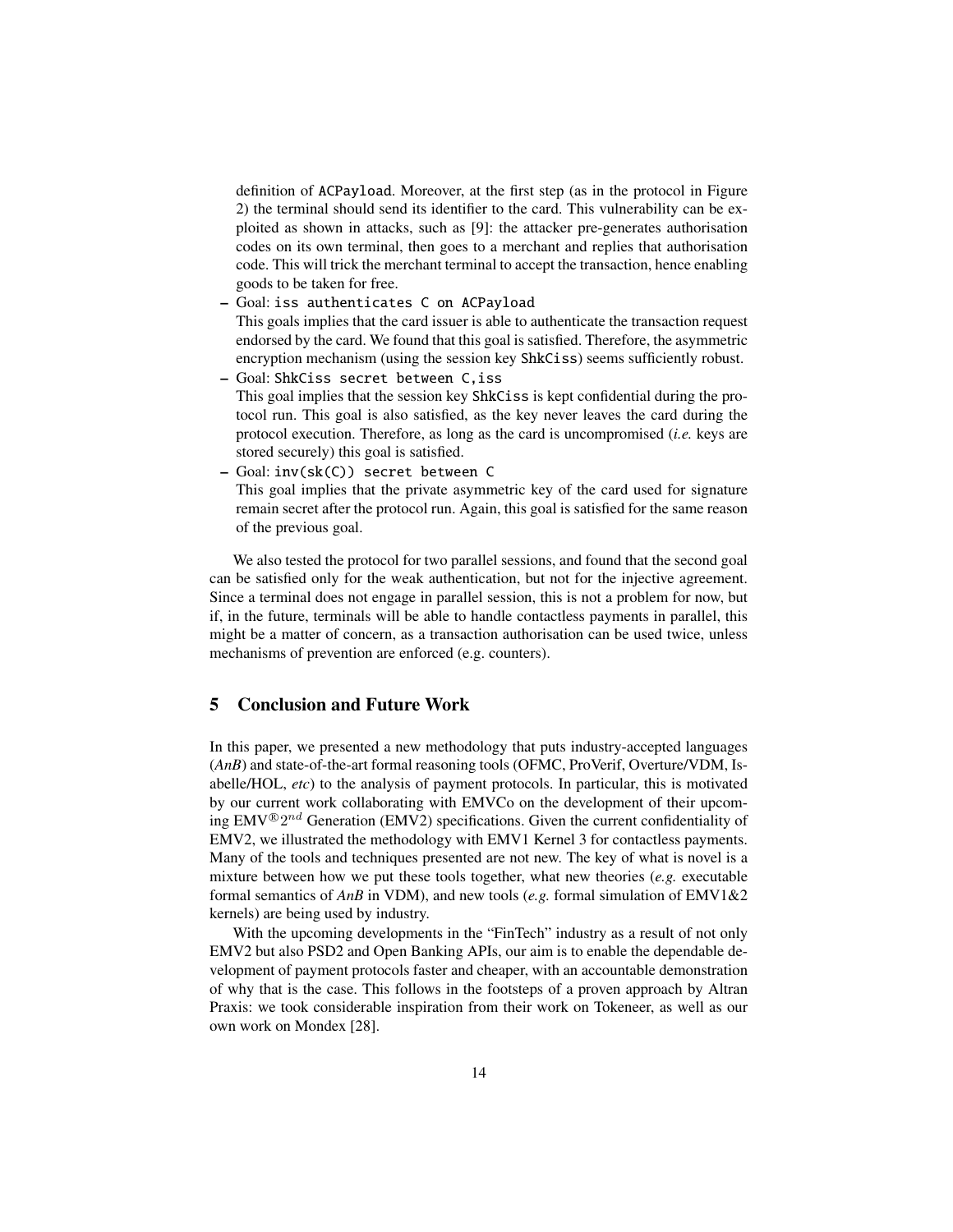definition of `ACPayload`. Moreover, at the first step (as in the protocol in Figure 2) the terminal should send its identifier to the card. This vulnerability can be exploited as shown in attacks, such as [9]: the attacker pre-generates authorisation codes on its own terminal, then goes to a merchant and replies that authorisation code. This will trick the merchant terminal to accept the transaction, hence enabling goods to be taken for free.

- Goal: `iss authenticates C on ACPayload`
  This goals implies that the card issuer is able to authenticate the transaction request endorsed by the card. We found that this goal is satisfied. Therefore, the asymmetric encryption mechanism (using the session key `ShkCiss`) seems sufficiently robust.
- Goal: `ShkCiss secret between C,iss`
  This goal implies that the session key `ShkCiss` is kept confidential during the protocol run. This goal is also satisfied, as the key never leaves the card during the protocol execution. Therefore, as long as the card is uncompromised (*i.e.* keys are stored securely) this goal is satisfied.
- Goal: `inv(sk(C)) secret between C`
  This goal implies that the private asymmetric key of the card used for signature remain secret after the protocol run. Again, this goal is satisfied for the same reason of the previous goal.

We also tested the protocol for two parallel sessions, and found that the second goal can be satisfied only for the weak authentication, but not for the injective agreement. Since a terminal does not engage in parallel session, this is not a problem for now, but if, in the future, terminals will be able to handle contactless payments in parallel, this might be a matter of concern, as a transaction authorisation can be used twice, unless mechanisms of prevention are enforced (e.g. counters).

## 5 Conclusion and Future Work

In this paper, we presented a new methodology that puts industry-accepted languages (*AnB*) and state-of-the-art formal reasoning tools (OFMC, ProVerif, Overture/VDM, Isabelle/HOL, *etc*) to the analysis of payment protocols. In particular, this is motivated by our current work collaborating with EMVCo on the development of their upcoming EMV®$2^{nd}$ Generation (EMV2) specifications. Given the current confidentiality of EMV2, we illustrated the methodology with EMV1 Kernel 3 for contactless payments. Many of the tools and techniques presented are not new. The key of what is novel is a mixture between how we put these tools together, what new theories (*e.g.* executable formal semantics of *AnB* in VDM), and new tools (*e.g.* formal simulation of EMV1&2 kernels) are being used by industry.

With the upcoming developments in the "FinTech" industry as a result of not only EMV2 but also PSD2 and Open Banking APIs, our aim is to enable the dependable development of payment protocols faster and cheaper, with an accountable demonstration of why that is the case. This follows in the footsteps of a proven approach by Altran Praxis: we took considerable inspiration from their work on Tokeneer, as well as our own work on Mondex [28].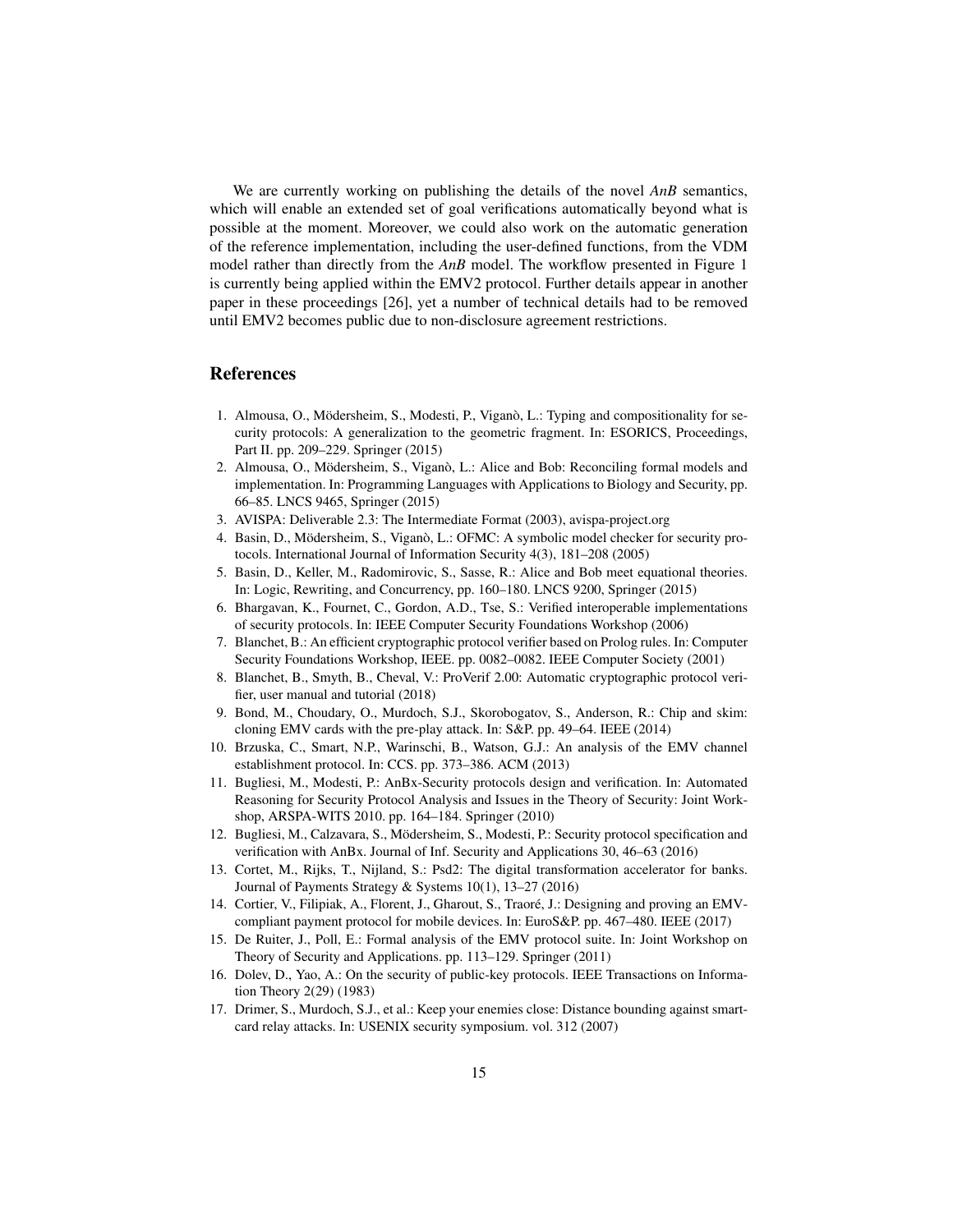We are currently working on publishing the details of the novel *AnB* semantics, which will enable an extended set of goal verifications automatically beyond what is possible at the moment. Moreover, we could also work on the automatic generation of the reference implementation, including the user-defined functions, from the VDM model rather than directly from the *AnB* model. The workflow presented in Figure 1 is currently being applied within the EMV2 protocol. Further details appear in another paper in these proceedings [26], yet a number of technical details had to be removed until EMV2 becomes public due to non-disclosure agreement restrictions.

## References

1. Almousa, O., Mödersheim, S., Modesti, P., Viganò, L.: Typing and compositionality for security protocols: A generalization to the geometric fragment. In: ESORICS, Proceedings, Part II. pp. 209–229. Springer (2015)
2. Almousa, O., Mödersheim, S., Viganò, L.: Alice and Bob: Reconciling formal models and implementation. In: Programming Languages with Applications to Biology and Security, pp. 66–85. LNCS 9465, Springer (2015)
3. AVISPA: Deliverable 2.3: The Intermediate Format (2003), avispa-project.org
4. Basin, D., Mödersheim, S., Viganò, L.: OFMC: A symbolic model checker for security protocols. International Journal of Information Security 4(3), 181–208 (2005)
5. Basin, D., Keller, M., Radomirovic, S., Sasse, R.: Alice and Bob meet equational theories. In: Logic, Rewriting, and Concurrency, pp. 160–180. LNCS 9200, Springer (2015)
6. Bhargavan, K., Fournet, C., Gordon, A.D., Tse, S.: Verified interoperable implementations of security protocols. In: IEEE Computer Security Foundations Workshop (2006)
7. Blanchet, B.: An efficient cryptographic protocol verifier based on Prolog rules. In: Computer Security Foundations Workshop, IEEE. pp. 0082–0082. IEEE Computer Society (2001)
8. Blanchet, B., Smyth, B., Cheval, V.: ProVerif 2.00: Automatic cryptographic protocol verifier, user manual and tutorial (2018)
9. Bond, M., Choudary, O., Murdoch, S.J., Skorobogatov, S., Anderson, R.: Chip and skim: cloning EMV cards with the pre-play attack. In: S&P. pp. 49–64. IEEE (2014)
10. Brzuska, C., Smart, N.P., Warinschi, B., Watson, G.J.: An analysis of the EMV channel establishment protocol. In: CCS. pp. 373–386. ACM (2013)
11. Bugliesi, M., Modesti, P.: AnBx-Security protocols design and verification. In: Automated Reasoning for Security Protocol Analysis and Issues in the Theory of Security: Joint Workshop, ARSPA-WITS 2010. pp. 164–184. Springer (2010)
12. Bugliesi, M., Calzavara, S., Mödersheim, S., Modesti, P.: Security protocol specification and verification with AnBx. Journal of Inf. Security and Applications 30, 46–63 (2016)
13. Cortet, M., Rijks, T., Nijland, S.: Psd2: The digital transformation accelerator for banks. Journal of Payments Strategy & Systems 10(1), 13–27 (2016)
14. Cortier, V., Filipiak, A., Florent, J., Gharout, S., Traoré, J.: Designing and proving an EMV-compliant payment protocol for mobile devices. In: EuroS&P. pp. 467–480. IEEE (2017)
15. De Ruiter, J., Poll, E.: Formal analysis of the EMV protocol suite. In: Joint Workshop on Theory of Security and Applications. pp. 113–129. Springer (2011)
16. Dolev, D., Yao, A.: On the security of public-key protocols. IEEE Transactions on Information Theory 2(29) (1983)
17. Drimer, S., Murdoch, S.J., et al.: Keep your enemies close: Distance bounding against smartcard relay attacks. In: USENIX security symposium. vol. 312 (2007)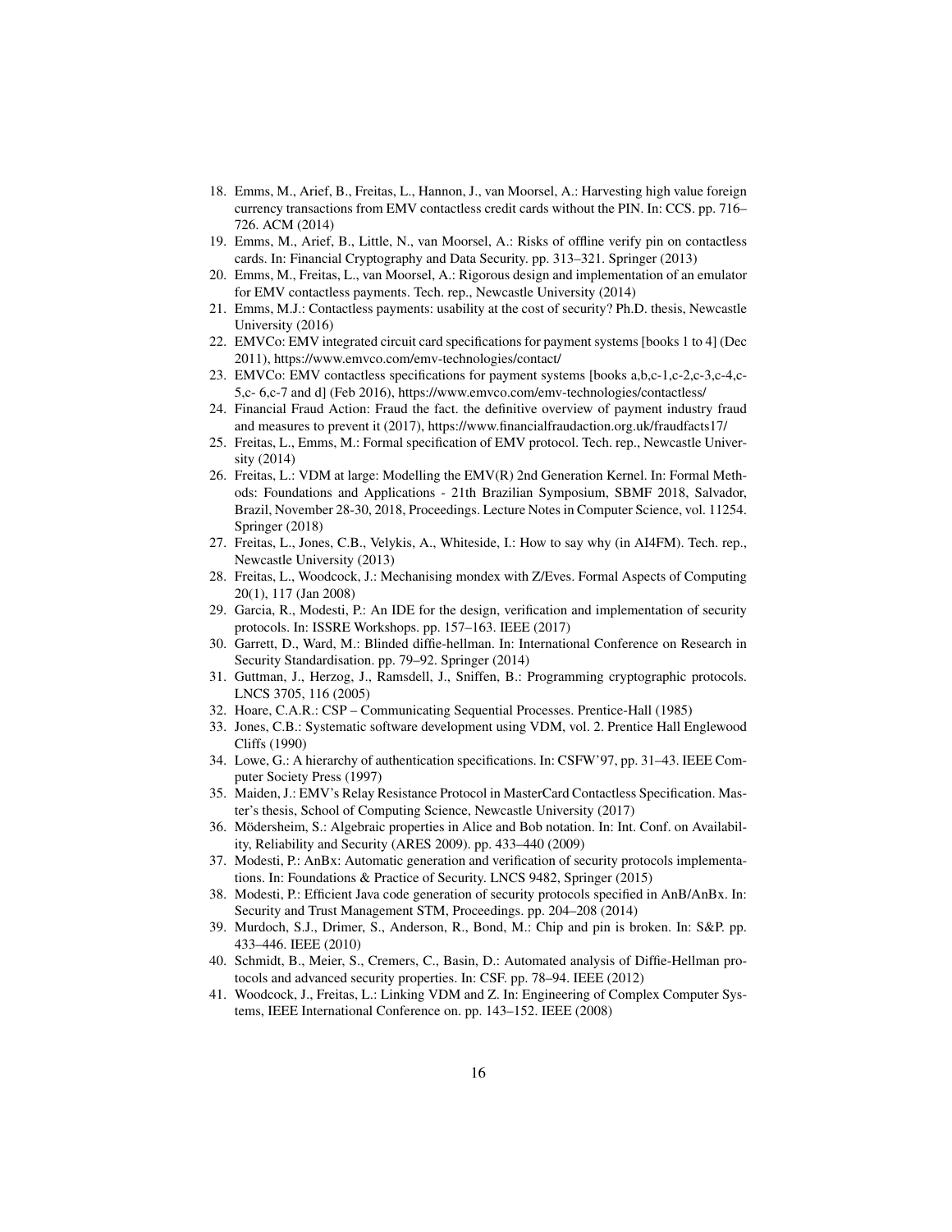18. Emms, M., Arief, B., Freitas, L., Hannon, J., van Moorsel, A.: Harvesting high value foreign currency transactions from EMV contactless credit cards without the PIN. In: CCS. pp. 716–726. ACM (2014)
19. Emms, M., Arief, B., Little, N., van Moorsel, A.: Risks of offline verify pin on contactless cards. In: Financial Cryptography and Data Security. pp. 313–321. Springer (2013)
20. Emms, M., Freitas, L., van Moorsel, A.: Rigorous design and implementation of an emulator for EMV contactless payments. Tech. rep., Newcastle University (2014)
21. Emms, M.J.: Contactless payments: usability at the cost of security? Ph.D. thesis, Newcastle University (2016)
22. EMVCo: EMV integrated circuit card specifications for payment systems [books 1 to 4] (Dec 2011), https://www.emvco.com/emv-technologies/contact/
23. EMVCo: EMV contactless specifications for payment systems [books a,b,c-1,c-2,c-3,c-4,c-5,c- 6,c-7 and d] (Feb 2016), https://www.emvco.com/emv-technologies/contactless/
24. Financial Fraud Action: Fraud the fact. the definitive overview of payment industry fraud and measures to prevent it (2017), https://www.financialfraudaction.org.uk/fraudfacts17/
25. Freitas, L., Emms, M.: Formal specification of EMV protocol. Tech. rep., Newcastle University (2014)
26. Freitas, L.: VDM at large: Modelling the EMV(R) 2nd Generation Kernel. In: Formal Methods: Foundations and Applications - 21th Brazilian Symposium, SBMF 2018, Salvador, Brazil, November 28-30, 2018, Proceedings. Lecture Notes in Computer Science, vol. 11254. Springer (2018)
27. Freitas, L., Jones, C.B., Velykis, A., Whiteside, I.: How to say why (in AI4FM). Tech. rep., Newcastle University (2013)
28. Freitas, L., Woodcock, J.: Mechanising mondex with Z/Eves. Formal Aspects of Computing 20(1), 117 (Jan 2008)
29. Garcia, R., Modesti, P.: An IDE for the design, verification and implementation of security protocols. In: ISSRE Workshops. pp. 157–163. IEEE (2017)
30. Garrett, D., Ward, M.: Blinded diffie-hellman. In: International Conference on Research in Security Standardisation. pp. 79–92. Springer (2014)
31. Guttman, J., Herzog, J., Ramsdell, J., Sniffen, B.: Programming cryptographic protocols. LNCS 3705, 116 (2005)
32. Hoare, C.A.R.: CSP – Communicating Sequential Processes. Prentice-Hall (1985)
33. Jones, C.B.: Systematic software development using VDM, vol. 2. Prentice Hall Englewood Cliffs (1990)
34. Lowe, G.: A hierarchy of authentication specifications. In: CSFW'97, pp. 31–43. IEEE Computer Society Press (1997)
35. Maiden, J.: EMV's Relay Resistance Protocol in MasterCard Contactless Specification. Master's thesis, School of Computing Science, Newcastle University (2017)
36. Mödersheim, S.: Algebraic properties in Alice and Bob notation. In: Int. Conf. on Availability, Reliability and Security (ARES 2009). pp. 433–440 (2009)
37. Modesti, P.: AnBx: Automatic generation and verification of security protocols implementations. In: Foundations & Practice of Security. LNCS 9482, Springer (2015)
38. Modesti, P.: Efficient Java code generation of security protocols specified in AnB/AnBx. In: Security and Trust Management STM, Proceedings. pp. 204–208 (2014)
39. Murdoch, S.J., Drimer, S., Anderson, R., Bond, M.: Chip and pin is broken. In: S&P. pp. 433–446. IEEE (2010)
40. Schmidt, B., Meier, S., Cremers, C., Basin, D.: Automated analysis of Diffie-Hellman protocols and advanced security properties. In: CSF. pp. 78–94. IEEE (2012)
41. Woodcock, J., Freitas, L.: Linking VDM and Z. In: Engineering of Complex Computer Systems, IEEE International Conference on. pp. 143–152. IEEE (2008)